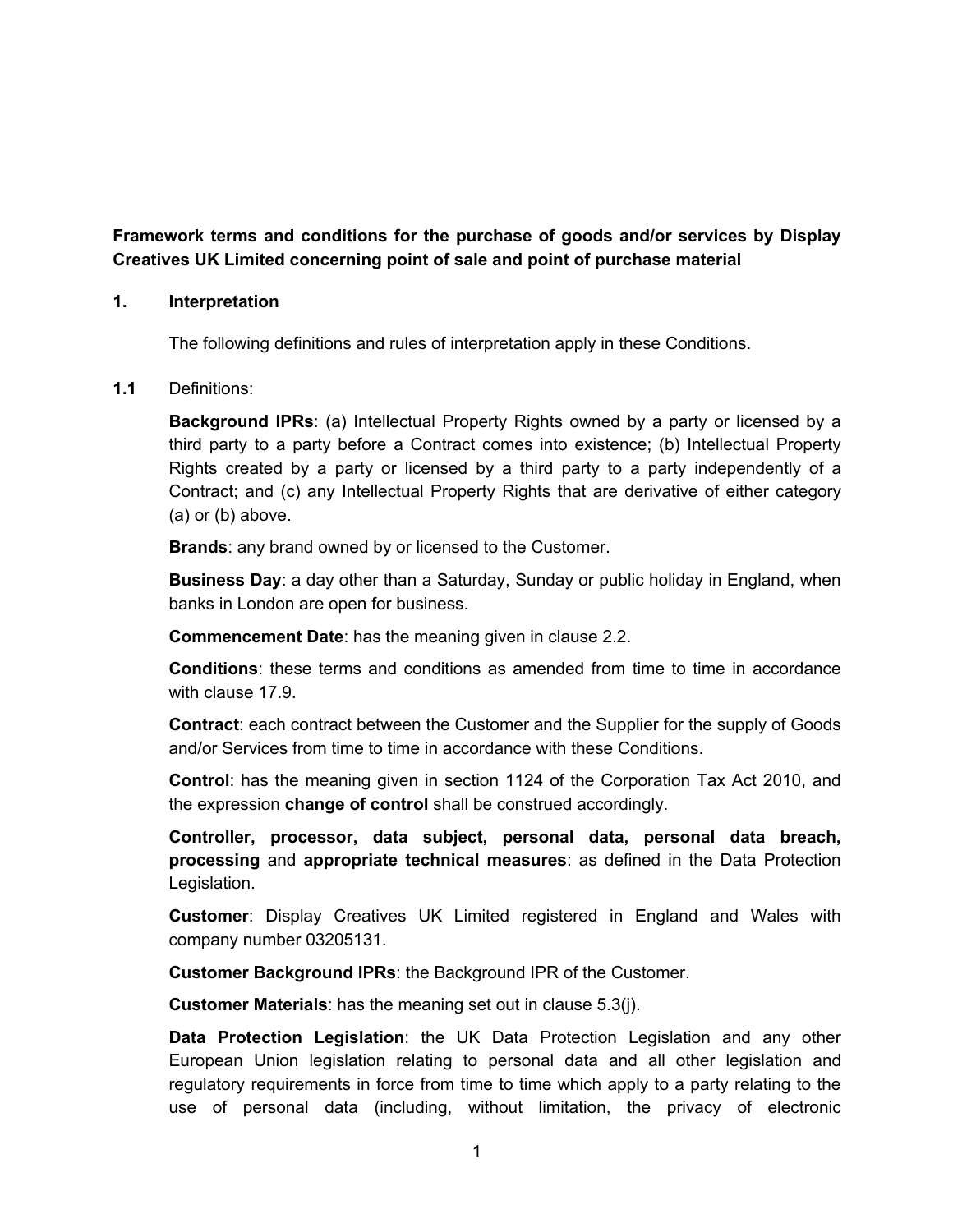**Framework terms and conditions for the purchase of goods and/or services by Display Creatives UK Limited concerning point of sale and point of purchase material**

## 1. Interpretation

The following definitions and rules of interpretation apply in these Conditions.

**1.1** Definitions:

**Background IPRs**: (a) Intellectual Property Rights owned by a party or licensed by a third party to a party before a Contract comes into existence; (b) Intellectual Property Rights created by a party or licensed by a third party to a party independently of a Contract; and (c) any Intellectual Property Rights that are derivative of either category (a) or (b) above.

**Brands**: any brand owned by or licensed to the Customer.

**Business Day**: a day other than a Saturday, Sunday or public holiday in England, when banks in London are open for business.

**Commencement Date**: has the meaning given in clause 2.2.

**Conditions**: these terms and conditions as amended from time to time in accordance with clause 17.9.

**Contract**: each contract between the Customer and the Supplier for the supply of Goods and/or Services from time to time in accordance with these Conditions.

**Control**: has the meaning given in section 1124 of the Corporation Tax Act 2010, and the expression **change of control** shall be construed accordingly.

**Controller, processor, data subject, personal data, personal data breach, processing** and **appropriate technical measures**: as defined in the Data Protection Legislation.

**Customer**: Display Creatives UK Limited registered in England and Wales with company number 03205131.

**Customer Background IPRs**: the Background IPR of the Customer.

**Customer Materials**: has the meaning set out in clause 5.3(j).

**Data Protection Legislation**: the UK Data Protection Legislation and any other European Union legislation relating to personal data and all other legislation and regulatory requirements in force from time to time which apply to a party relating to the use of personal data (including, without limitation, the privacy of electronic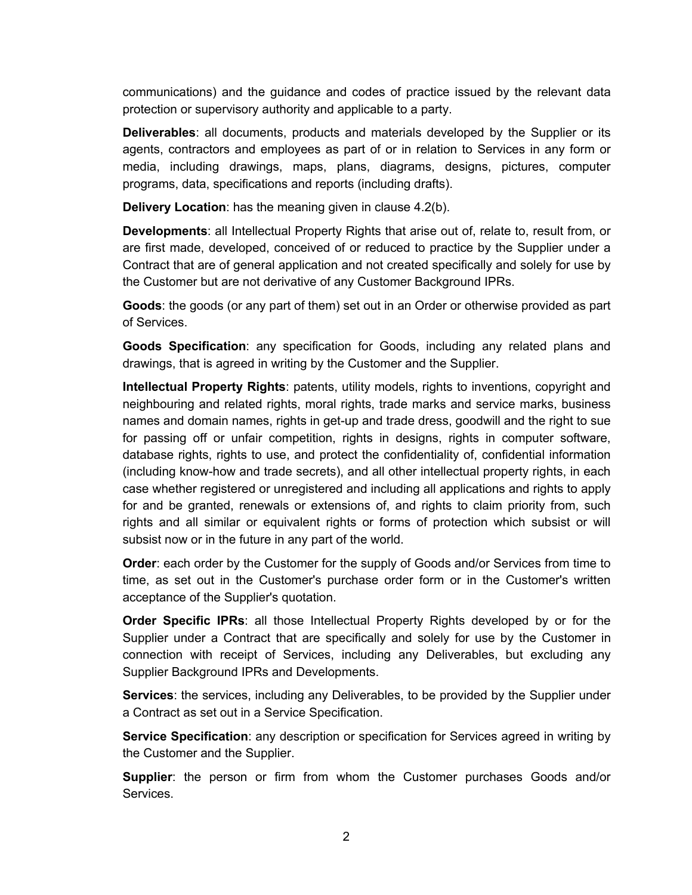communications) and the guidance and codes of practice issued by the relevant data protection or supervisory authority and applicable to a party.

**Deliverables**: all documents, products and materials developed by the Supplier or its agents, contractors and employees as part of or in relation to Services in any form or media, including drawings, maps, plans, diagrams, designs, pictures, computer programs, data, specifications and reports (including drafts).

**Delivery Location**: has the meaning given in clause 4.2(b).

**Developments**: all Intellectual Property Rights that arise out of, relate to, result from, or are first made, developed, conceived of or reduced to practice by the Supplier under a Contract that are of general application and not created specifically and solely for use by the Customer but are not derivative of any Customer Background IPRs.

**Goods**: the goods (or any part of them) set out in an Order or otherwise provided as part of Services.

**Goods Specification**: any specification for Goods, including any related plans and drawings, that is agreed in writing by the Customer and the Supplier.

**Intellectual Property Rights**: patents, utility models, rights to inventions, copyright and neighbouring and related rights, moral rights, trade marks and service marks, business names and domain names, rights in get-up and trade dress, goodwill and the right to sue for passing off or unfair competition, rights in designs, rights in computer software, database rights, rights to use, and protect the confidentiality of, confidential information (including know-how and trade secrets), and all other intellectual property rights, in each case whether registered or unregistered and including all applications and rights to apply for and be granted, renewals or extensions of, and rights to claim priority from, such rights and all similar or equivalent rights or forms of protection which subsist or will subsist now or in the future in any part of the world.

**Order**: each order by the Customer for the supply of Goods and/or Services from time to time, as set out in the Customer's purchase order form or in the Customer's written acceptance of the Supplier's quotation.

**Order Specific IPRs**: all those Intellectual Property Rights developed by or for the Supplier under a Contract that are specifically and solely for use by the Customer in connection with receipt of Services, including any Deliverables, but excluding any Supplier Background IPRs and Developments.

**Services**: the services, including any Deliverables, to be provided by the Supplier under a Contract as set out in a Service Specification.

**Service Specification**: any description or specification for Services agreed in writing by the Customer and the Supplier.

**Supplier**: the person or firm from whom the Customer purchases Goods and/or Services.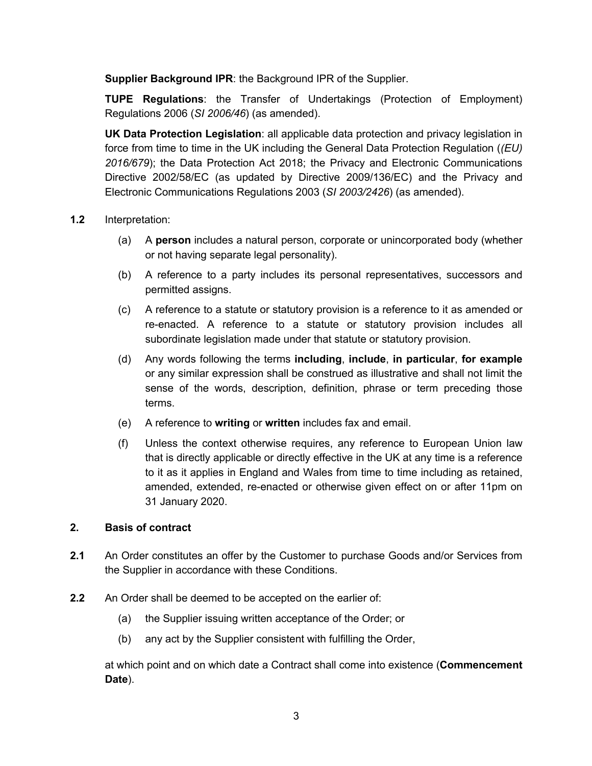**Supplier Background IPR**: the Background IPR of the Supplier.

**TUPE Regulations**: the Transfer of Undertakings (Protection of Employment) Regulations 2006 (*SI 2006/46*) (as amended).

**UK Data Protection Legislation**: all applicable data protection and privacy legislation in force from time to time in the UK including the General Data Protection Regulation (*(EU) 2016/679*); the Data Protection Act 2018; the Privacy and Electronic Communications Directive 2002/58/EC (as updated by Directive 2009/136/EC) and the Privacy and Electronic Communications Regulations 2003 (*SI 2003/2426*) (as amended).

**1.2** Interpretation:

(a) A **person** includes a natural person, corporate or unincorporated body (whether or not having separate legal personality).

(b) A reference to a party includes its personal representatives, successors and permitted assigns.

(c) A reference to a statute or statutory provision is a reference to it as amended or re-enacted. A reference to a statute or statutory provision includes all subordinate legislation made under that statute or statutory provision.

(d) Any words following the terms **including**, **include**, **in particular**, **for example** or any similar expression shall be construed as illustrative and shall not limit the sense of the words, description, definition, phrase or term preceding those terms.

(e) A reference to **writing** or **written** includes fax and email.

(f) Unless the context otherwise requires, any reference to European Union law that is directly applicable or directly effective in the UK at any time is a reference to it as it applies in England and Wales from time to time including as retained, amended, extended, re-enacted or otherwise given effect on or after 11pm on 31 January 2020.

## 2. Basis of contract

**2.1** An Order constitutes an offer by the Customer to purchase Goods and/or Services from the Supplier in accordance with these Conditions.

**2.2** An Order shall be deemed to be accepted on the earlier of:

(a) the Supplier issuing written acceptance of the Order; or

(b) any act by the Supplier consistent with fulfilling the Order,

at which point and on which date a Contract shall come into existence (**Commencement Date**).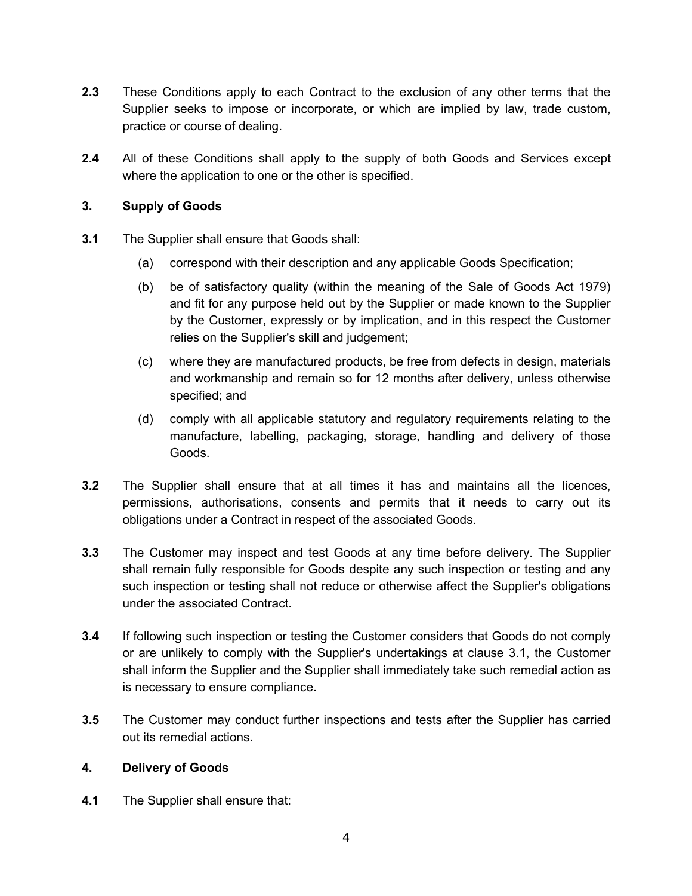**2.3** These Conditions apply to each Contract to the exclusion of any other terms that the Supplier seeks to impose or incorporate, or which are implied by law, trade custom, practice or course of dealing.

**2.4** All of these Conditions shall apply to the supply of both Goods and Services except where the application to one or the other is specified.

## 3. Supply of Goods

**3.1** The Supplier shall ensure that Goods shall:

(a) correspond with their description and any applicable Goods Specification;

(b) be of satisfactory quality (within the meaning of the Sale of Goods Act 1979) and fit for any purpose held out by the Supplier or made known to the Supplier by the Customer, expressly or by implication, and in this respect the Customer relies on the Supplier's skill and judgement;

(c) where they are manufactured products, be free from defects in design, materials and workmanship and remain so for 12 months after delivery, unless otherwise specified; and

(d) comply with all applicable statutory and regulatory requirements relating to the manufacture, labelling, packaging, storage, handling and delivery of those Goods.

**3.2** The Supplier shall ensure that at all times it has and maintains all the licences, permissions, authorisations, consents and permits that it needs to carry out its obligations under a Contract in respect of the associated Goods.

**3.3** The Customer may inspect and test Goods at any time before delivery. The Supplier shall remain fully responsible for Goods despite any such inspection or testing and any such inspection or testing shall not reduce or otherwise affect the Supplier's obligations under the associated Contract.

**3.4** If following such inspection or testing the Customer considers that Goods do not comply or are unlikely to comply with the Supplier's undertakings at clause 3.1, the Customer shall inform the Supplier and the Supplier shall immediately take such remedial action as is necessary to ensure compliance.

**3.5** The Customer may conduct further inspections and tests after the Supplier has carried out its remedial actions.

## 4. Delivery of Goods

**4.1** The Supplier shall ensure that: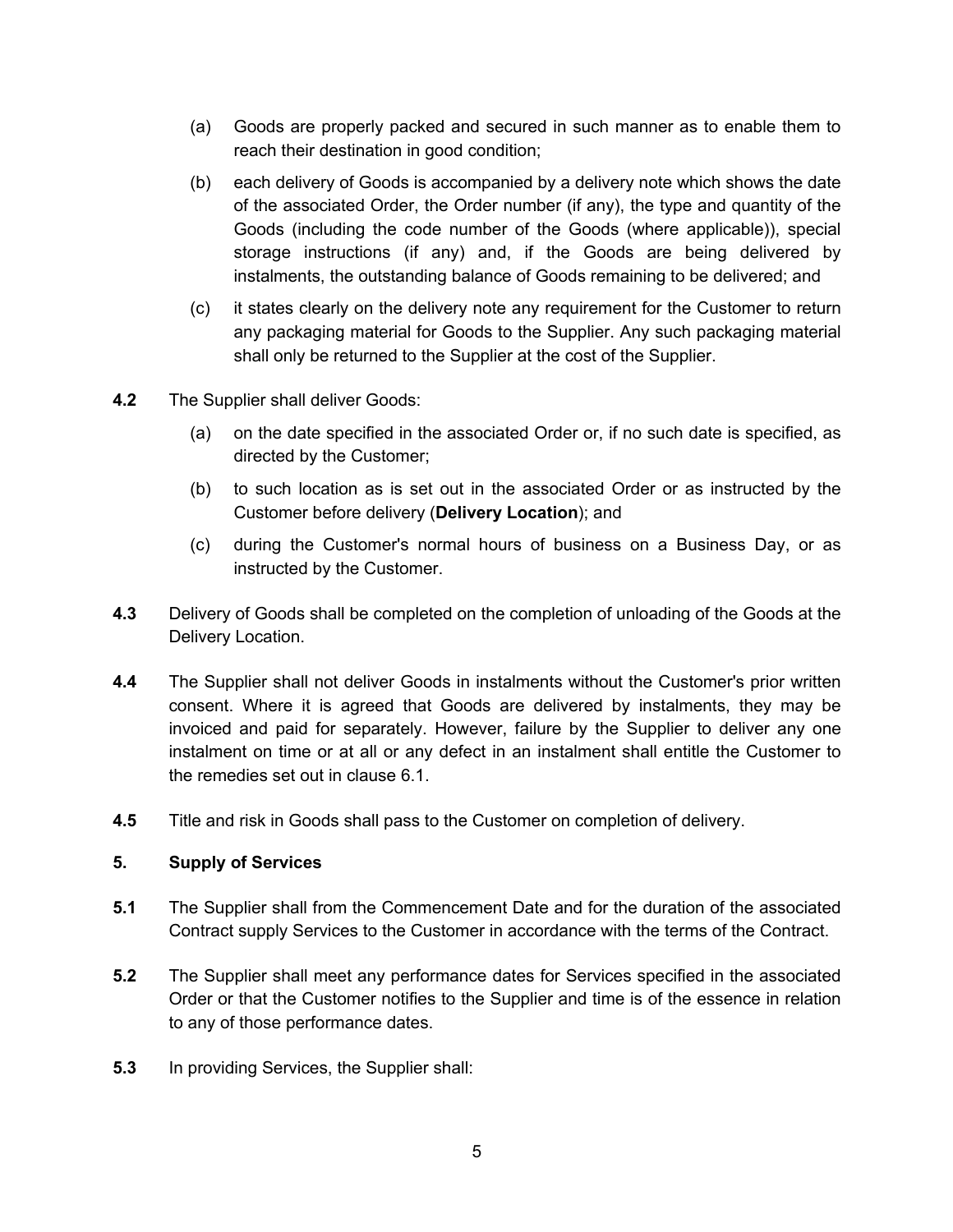(a) Goods are properly packed and secured in such manner as to enable them to reach their destination in good condition;

(b) each delivery of Goods is accompanied by a delivery note which shows the date of the associated Order, the Order number (if any), the type and quantity of the Goods (including the code number of the Goods (where applicable)), special storage instructions (if any) and, if the Goods are being delivered by instalments, the outstanding balance of Goods remaining to be delivered; and

(c) it states clearly on the delivery note any requirement for the Customer to return any packaging material for Goods to the Supplier. Any such packaging material shall only be returned to the Supplier at the cost of the Supplier.

**4.2** The Supplier shall deliver Goods:

(a) on the date specified in the associated Order or, if no such date is specified, as directed by the Customer;

(b) to such location as is set out in the associated Order or as instructed by the Customer before delivery (**Delivery Location**); and

(c) during the Customer's normal hours of business on a Business Day, or as instructed by the Customer.

**4.3** Delivery of Goods shall be completed on the completion of unloading of the Goods at the Delivery Location.

**4.4** The Supplier shall not deliver Goods in instalments without the Customer's prior written consent. Where it is agreed that Goods are delivered by instalments, they may be invoiced and paid for separately. However, failure by the Supplier to deliver any one instalment on time or at all or any defect in an instalment shall entitle the Customer to the remedies set out in clause 6.1.

**4.5** Title and risk in Goods shall pass to the Customer on completion of delivery.

## 5. Supply of Services

**5.1** The Supplier shall from the Commencement Date and for the duration of the associated Contract supply Services to the Customer in accordance with the terms of the Contract.

**5.2** The Supplier shall meet any performance dates for Services specified in the associated Order or that the Customer notifies to the Supplier and time is of the essence in relation to any of those performance dates.

**5.3** In providing Services, the Supplier shall: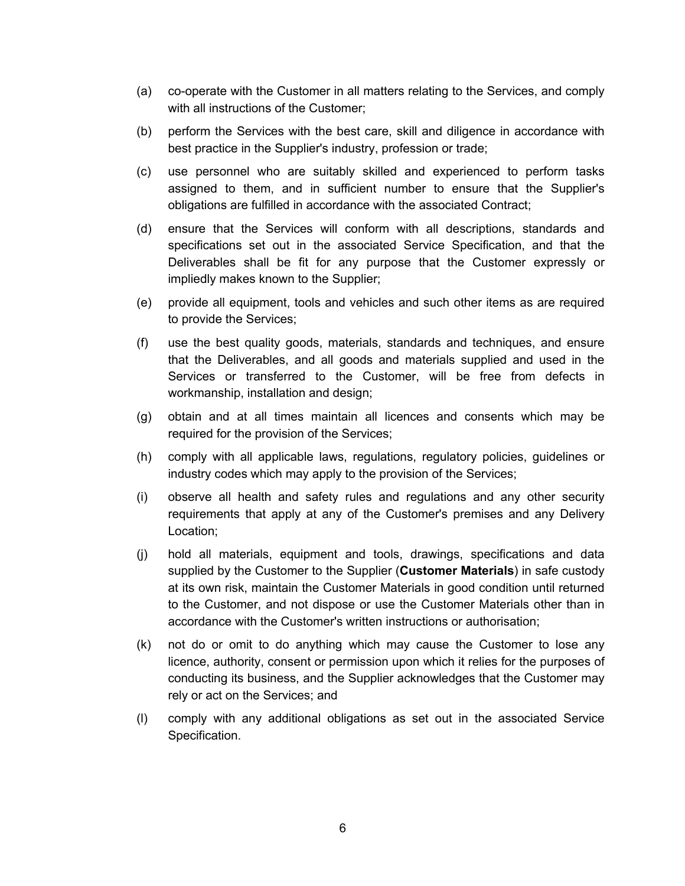(a) co-operate with the Customer in all matters relating to the Services, and comply with all instructions of the Customer;

(b) perform the Services with the best care, skill and diligence in accordance with best practice in the Supplier's industry, profession or trade;

(c) use personnel who are suitably skilled and experienced to perform tasks assigned to them, and in sufficient number to ensure that the Supplier's obligations are fulfilled in accordance with the associated Contract;

(d) ensure that the Services will conform with all descriptions, standards and specifications set out in the associated Service Specification, and that the Deliverables shall be fit for any purpose that the Customer expressly or impliedly makes known to the Supplier;

(e) provide all equipment, tools and vehicles and such other items as are required to provide the Services;

(f) use the best quality goods, materials, standards and techniques, and ensure that the Deliverables, and all goods and materials supplied and used in the Services or transferred to the Customer, will be free from defects in workmanship, installation and design;

(g) obtain and at all times maintain all licences and consents which may be required for the provision of the Services;

(h) comply with all applicable laws, regulations, regulatory policies, guidelines or industry codes which may apply to the provision of the Services;

(i) observe all health and safety rules and regulations and any other security requirements that apply at any of the Customer's premises and any Delivery Location;

(j) hold all materials, equipment and tools, drawings, specifications and data supplied by the Customer to the Supplier (**Customer Materials**) in safe custody at its own risk, maintain the Customer Materials in good condition until returned to the Customer, and not dispose or use the Customer Materials other than in accordance with the Customer's written instructions or authorisation;

(k) not do or omit to do anything which may cause the Customer to lose any licence, authority, consent or permission upon which it relies for the purposes of conducting its business, and the Supplier acknowledges that the Customer may rely or act on the Services; and

(l) comply with any additional obligations as set out in the associated Service Specification.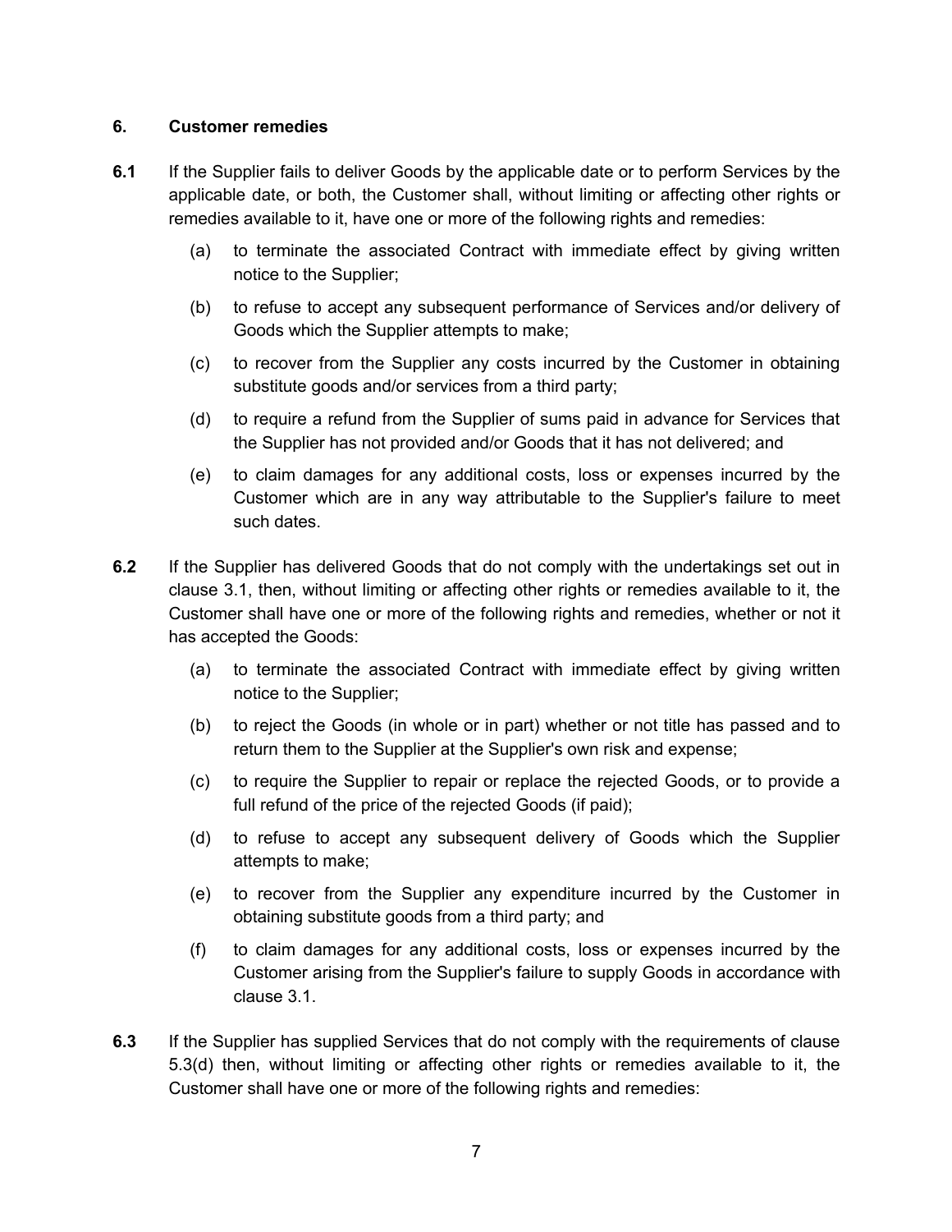## 6. Customer remedies

**6.1** If the Supplier fails to deliver Goods by the applicable date or to perform Services by the applicable date, or both, the Customer shall, without limiting or affecting other rights or remedies available to it, have one or more of the following rights and remedies:

(a) to terminate the associated Contract with immediate effect by giving written notice to the Supplier;

(b) to refuse to accept any subsequent performance of Services and/or delivery of Goods which the Supplier attempts to make;

(c) to recover from the Supplier any costs incurred by the Customer in obtaining substitute goods and/or services from a third party;

(d) to require a refund from the Supplier of sums paid in advance for Services that the Supplier has not provided and/or Goods that it has not delivered; and

(e) to claim damages for any additional costs, loss or expenses incurred by the Customer which are in any way attributable to the Supplier's failure to meet such dates.

**6.2** If the Supplier has delivered Goods that do not comply with the undertakings set out in clause 3.1, then, without limiting or affecting other rights or remedies available to it, the Customer shall have one or more of the following rights and remedies, whether or not it has accepted the Goods:

(a) to terminate the associated Contract with immediate effect by giving written notice to the Supplier;

(b) to reject the Goods (in whole or in part) whether or not title has passed and to return them to the Supplier at the Supplier's own risk and expense;

(c) to require the Supplier to repair or replace the rejected Goods, or to provide a full refund of the price of the rejected Goods (if paid);

(d) to refuse to accept any subsequent delivery of Goods which the Supplier attempts to make;

(e) to recover from the Supplier any expenditure incurred by the Customer in obtaining substitute goods from a third party; and

(f) to claim damages for any additional costs, loss or expenses incurred by the Customer arising from the Supplier's failure to supply Goods in accordance with clause 3.1.

**6.3** If the Supplier has supplied Services that do not comply with the requirements of clause 5.3(d) then, without limiting or affecting other rights or remedies available to it, the Customer shall have one or more of the following rights and remedies: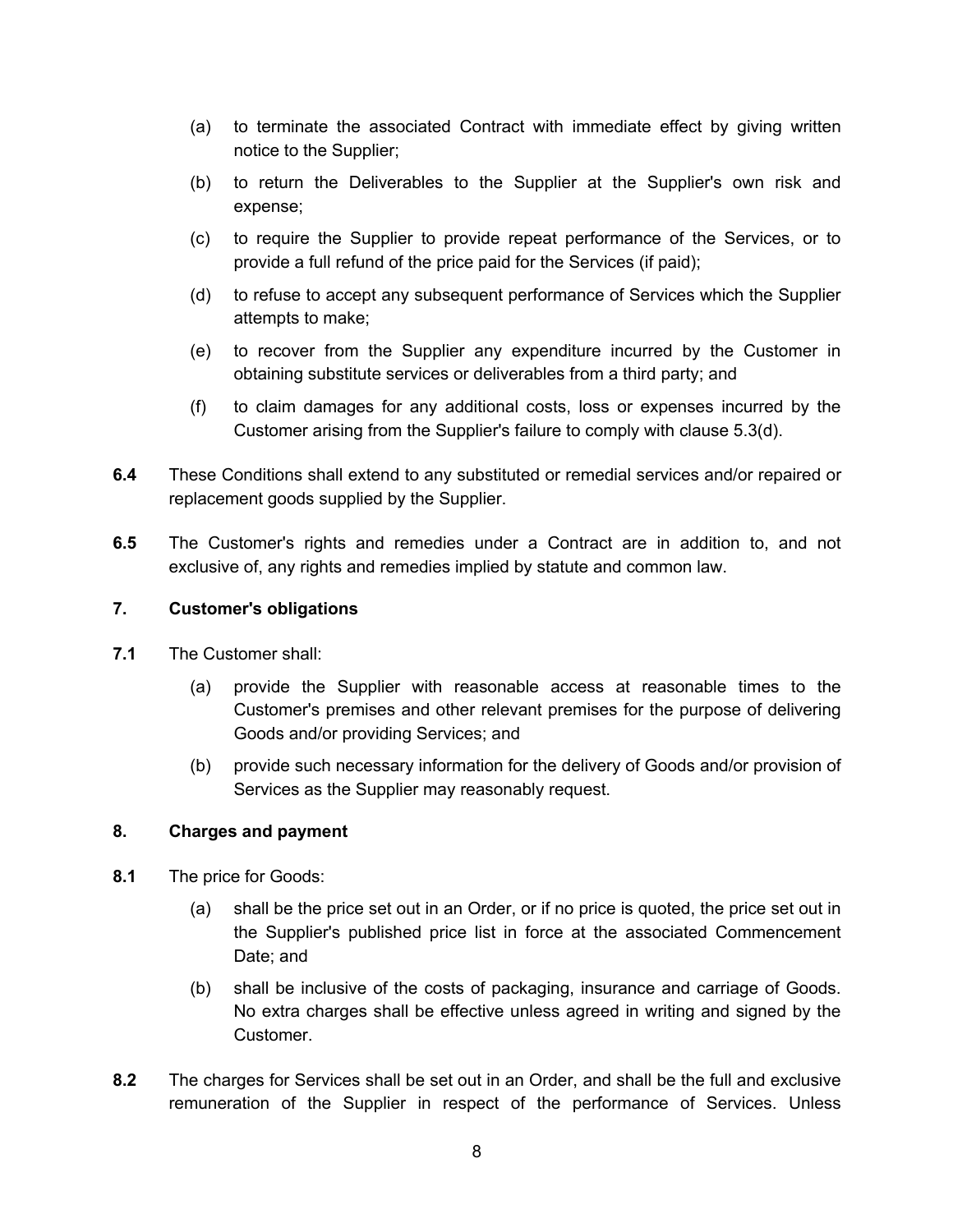(a) to terminate the associated Contract with immediate effect by giving written notice to the Supplier;

(b) to return the Deliverables to the Supplier at the Supplier's own risk and expense;

(c) to require the Supplier to provide repeat performance of the Services, or to provide a full refund of the price paid for the Services (if paid);

(d) to refuse to accept any subsequent performance of Services which the Supplier attempts to make;

(e) to recover from the Supplier any expenditure incurred by the Customer in obtaining substitute services or deliverables from a third party; and

(f) to claim damages for any additional costs, loss or expenses incurred by the Customer arising from the Supplier's failure to comply with clause 5.3(d).

**6.4** These Conditions shall extend to any substituted or remedial services and/or repaired or replacement goods supplied by the Supplier.

**6.5** The Customer's rights and remedies under a Contract are in addition to, and not exclusive of, any rights and remedies implied by statute and common law.

## 7. Customer's obligations

**7.1** The Customer shall:

(a) provide the Supplier with reasonable access at reasonable times to the Customer's premises and other relevant premises for the purpose of delivering Goods and/or providing Services; and

(b) provide such necessary information for the delivery of Goods and/or provision of Services as the Supplier may reasonably request.

## 8. Charges and payment

**8.1** The price for Goods:

(a) shall be the price set out in an Order, or if no price is quoted, the price set out in the Supplier's published price list in force at the associated Commencement Date; and

(b) shall be inclusive of the costs of packaging, insurance and carriage of Goods. No extra charges shall be effective unless agreed in writing and signed by the Customer.

**8.2** The charges for Services shall be set out in an Order, and shall be the full and exclusive remuneration of the Supplier in respect of the performance of Services. Unless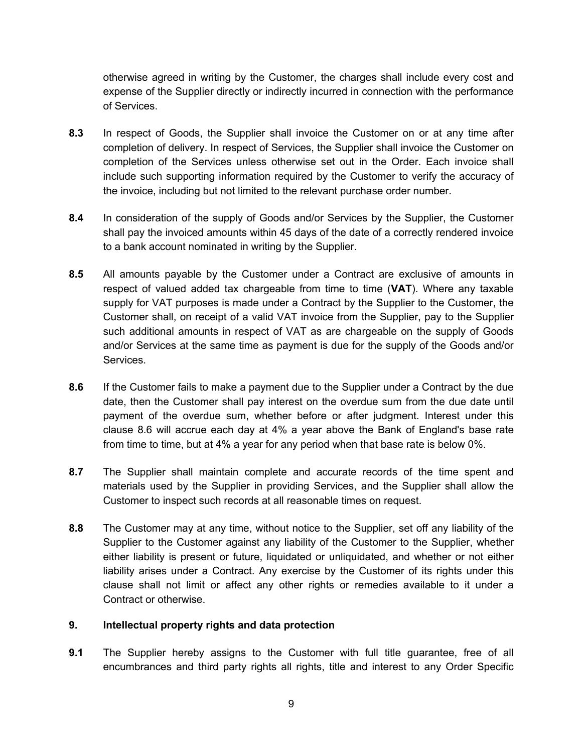otherwise agreed in writing by the Customer, the charges shall include every cost and expense of the Supplier directly or indirectly incurred in connection with the performance of Services.

**8.3** In respect of Goods, the Supplier shall invoice the Customer on or at any time after completion of delivery. In respect of Services, the Supplier shall invoice the Customer on completion of the Services unless otherwise set out in the Order. Each invoice shall include such supporting information required by the Customer to verify the accuracy of the invoice, including but not limited to the relevant purchase order number.

**8.4** In consideration of the supply of Goods and/or Services by the Supplier, the Customer shall pay the invoiced amounts within 45 days of the date of a correctly rendered invoice to a bank account nominated in writing by the Supplier.

**8.5** All amounts payable by the Customer under a Contract are exclusive of amounts in respect of valued added tax chargeable from time to time (**VAT**). Where any taxable supply for VAT purposes is made under a Contract by the Supplier to the Customer, the Customer shall, on receipt of a valid VAT invoice from the Supplier, pay to the Supplier such additional amounts in respect of VAT as are chargeable on the supply of Goods and/or Services at the same time as payment is due for the supply of the Goods and/or Services.

**8.6** If the Customer fails to make a payment due to the Supplier under a Contract by the due date, then the Customer shall pay interest on the overdue sum from the due date until payment of the overdue sum, whether before or after judgment. Interest under this clause 8.6 will accrue each day at 4% a year above the Bank of England's base rate from time to time, but at 4% a year for any period when that base rate is below 0%.

**8.7** The Supplier shall maintain complete and accurate records of the time spent and materials used by the Supplier in providing Services, and the Supplier shall allow the Customer to inspect such records at all reasonable times on request.

**8.8** The Customer may at any time, without notice to the Supplier, set off any liability of the Supplier to the Customer against any liability of the Customer to the Supplier, whether either liability is present or future, liquidated or unliquidated, and whether or not either liability arises under a Contract. Any exercise by the Customer of its rights under this clause shall not limit or affect any other rights or remedies available to it under a Contract or otherwise.

## 9. Intellectual property rights and data protection

**9.1** The Supplier hereby assigns to the Customer with full title guarantee, free of all encumbrances and third party rights all rights, title and interest to any Order Specific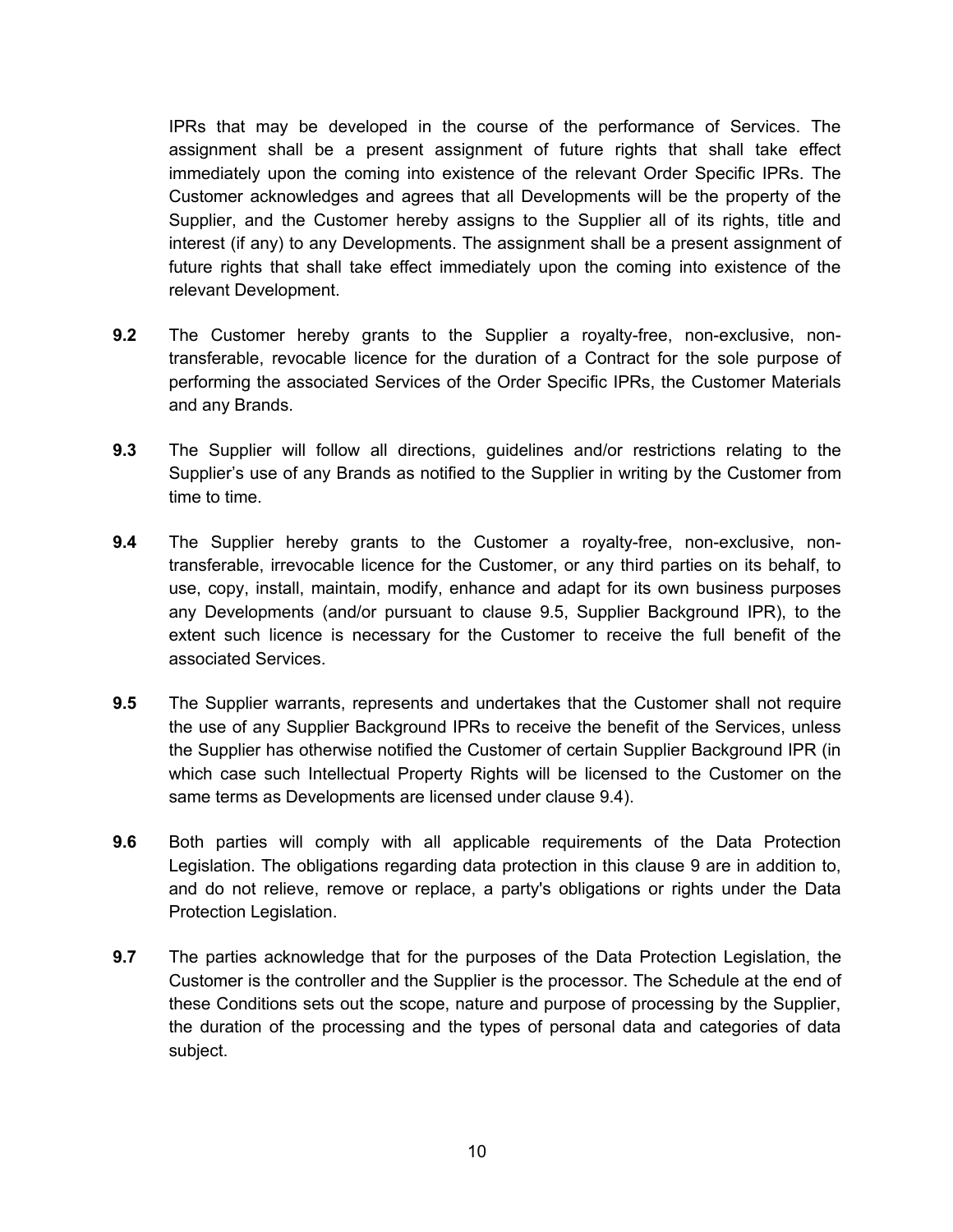IPRs that may be developed in the course of the performance of Services. The assignment shall be a present assignment of future rights that shall take effect immediately upon the coming into existence of the relevant Order Specific IPRs. The Customer acknowledges and agrees that all Developments will be the property of the Supplier, and the Customer hereby assigns to the Supplier all of its rights, title and interest (if any) to any Developments. The assignment shall be a present assignment of future rights that shall take effect immediately upon the coming into existence of the relevant Development.

**9.2** The Customer hereby grants to the Supplier a royalty-free, non-exclusive, non-transferable, revocable licence for the duration of a Contract for the sole purpose of performing the associated Services of the Order Specific IPRs, the Customer Materials and any Brands.

**9.3** The Supplier will follow all directions, guidelines and/or restrictions relating to the Supplier's use of any Brands as notified to the Supplier in writing by the Customer from time to time.

**9.4** The Supplier hereby grants to the Customer a royalty-free, non-exclusive, non-transferable, irrevocable licence for the Customer, or any third parties on its behalf, to use, copy, install, maintain, modify, enhance and adapt for its own business purposes any Developments (and/or pursuant to clause 9.5, Supplier Background IPR), to the extent such licence is necessary for the Customer to receive the full benefit of the associated Services.

**9.5** The Supplier warrants, represents and undertakes that the Customer shall not require the use of any Supplier Background IPRs to receive the benefit of the Services, unless the Supplier has otherwise notified the Customer of certain Supplier Background IPR (in which case such Intellectual Property Rights will be licensed to the Customer on the same terms as Developments are licensed under clause 9.4).

**9.6** Both parties will comply with all applicable requirements of the Data Protection Legislation. The obligations regarding data protection in this clause 9 are in addition to, and do not relieve, remove or replace, a party's obligations or rights under the Data Protection Legislation.

**9.7** The parties acknowledge that for the purposes of the Data Protection Legislation, the Customer is the controller and the Supplier is the processor. The Schedule at the end of these Conditions sets out the scope, nature and purpose of processing by the Supplier, the duration of the processing and the types of personal data and categories of data subject.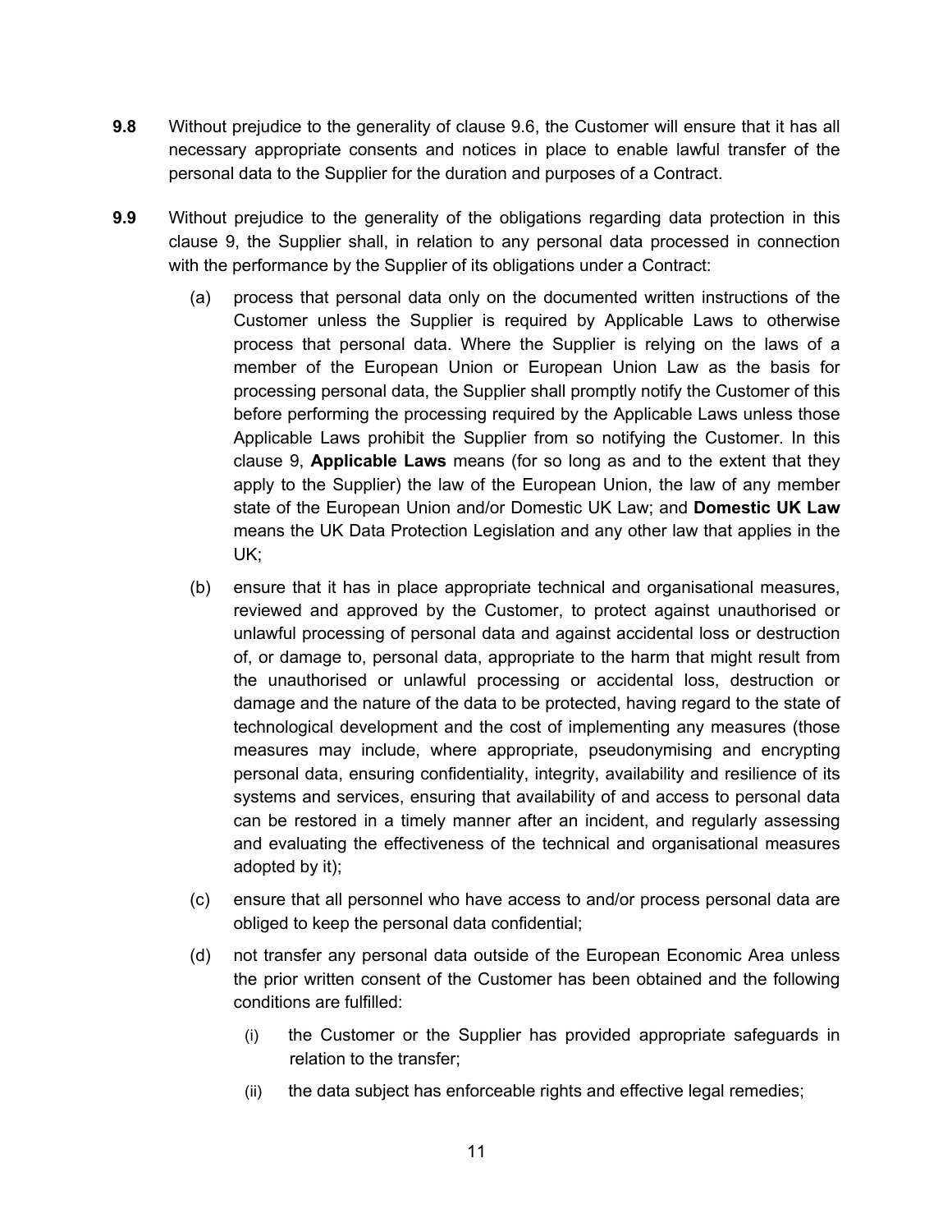**9.8** Without prejudice to the generality of clause 9.6, the Customer will ensure that it has all necessary appropriate consents and notices in place to enable lawful transfer of the personal data to the Supplier for the duration and purposes of a Contract.

**9.9** Without prejudice to the generality of the obligations regarding data protection in this clause 9, the Supplier shall, in relation to any personal data processed in connection with the performance by the Supplier of its obligations under a Contract:

(a) process that personal data only on the documented written instructions of the Customer unless the Supplier is required by Applicable Laws to otherwise process that personal data. Where the Supplier is relying on the laws of a member of the European Union or European Union Law as the basis for processing personal data, the Supplier shall promptly notify the Customer of this before performing the processing required by the Applicable Laws unless those Applicable Laws prohibit the Supplier from so notifying the Customer. In this clause 9, **Applicable Laws** means (for so long as and to the extent that they apply to the Supplier) the law of the European Union, the law of any member state of the European Union and/or Domestic UK Law; and **Domestic UK Law** means the UK Data Protection Legislation and any other law that applies in the UK;

(b) ensure that it has in place appropriate technical and organisational measures, reviewed and approved by the Customer, to protect against unauthorised or unlawful processing of personal data and against accidental loss or destruction of, or damage to, personal data, appropriate to the harm that might result from the unauthorised or unlawful processing or accidental loss, destruction or damage and the nature of the data to be protected, having regard to the state of technological development and the cost of implementing any measures (those measures may include, where appropriate, pseudonymising and encrypting personal data, ensuring confidentiality, integrity, availability and resilience of its systems and services, ensuring that availability of and access to personal data can be restored in a timely manner after an incident, and regularly assessing and evaluating the effectiveness of the technical and organisational measures adopted by it);

(c) ensure that all personnel who have access to and/or process personal data are obliged to keep the personal data confidential;

(d) not transfer any personal data outside of the European Economic Area unless the prior written consent of the Customer has been obtained and the following conditions are fulfilled:

(i) the Customer or the Supplier has provided appropriate safeguards in relation to the transfer;

(ii) the data subject has enforceable rights and effective legal remedies;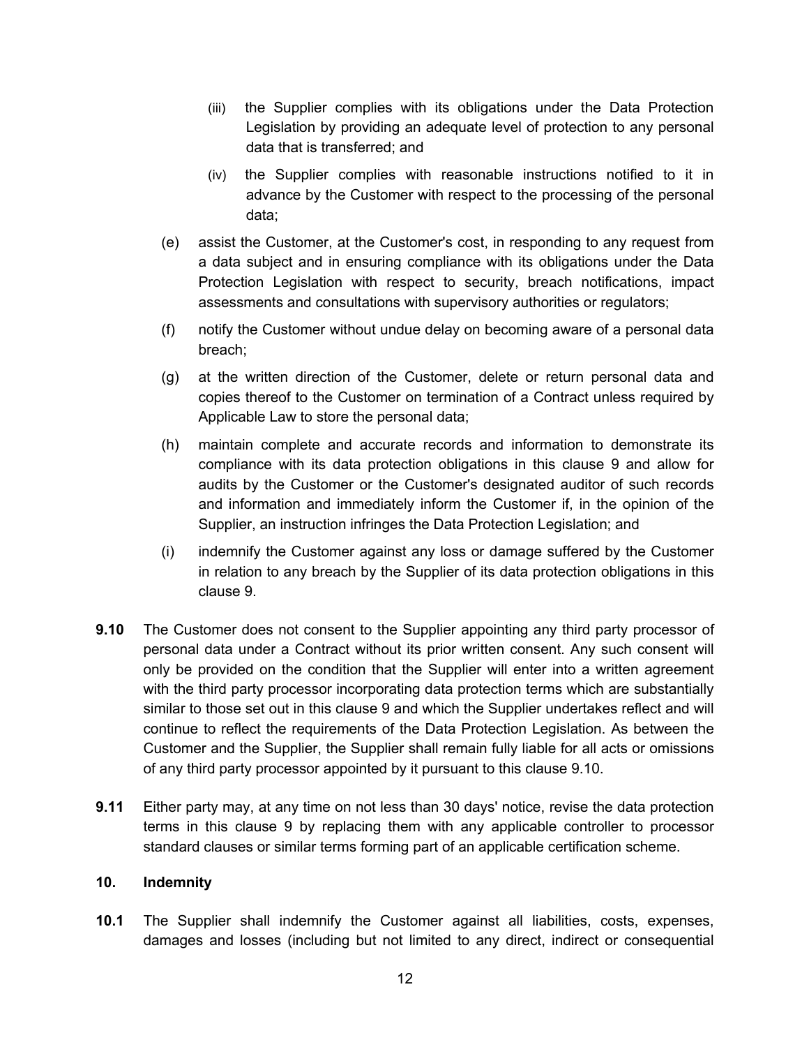(iii) the Supplier complies with its obligations under the Data Protection Legislation by providing an adequate level of protection to any personal data that is transferred; and

(iv) the Supplier complies with reasonable instructions notified to it in advance by the Customer with respect to the processing of the personal data;

(e) assist the Customer, at the Customer's cost, in responding to any request from a data subject and in ensuring compliance with its obligations under the Data Protection Legislation with respect to security, breach notifications, impact assessments and consultations with supervisory authorities or regulators;

(f) notify the Customer without undue delay on becoming aware of a personal data breach;

(g) at the written direction of the Customer, delete or return personal data and copies thereof to the Customer on termination of a Contract unless required by Applicable Law to store the personal data;

(h) maintain complete and accurate records and information to demonstrate its compliance with its data protection obligations in this clause 9 and allow for audits by the Customer or the Customer's designated auditor of such records and information and immediately inform the Customer if, in the opinion of the Supplier, an instruction infringes the Data Protection Legislation; and

(i) indemnify the Customer against any loss or damage suffered by the Customer in relation to any breach by the Supplier of its data protection obligations in this clause 9.

**9.10** The Customer does not consent to the Supplier appointing any third party processor of personal data under a Contract without its prior written consent. Any such consent will only be provided on the condition that the Supplier will enter into a written agreement with the third party processor incorporating data protection terms which are substantially similar to those set out in this clause 9 and which the Supplier undertakes reflect and will continue to reflect the requirements of the Data Protection Legislation. As between the Customer and the Supplier, the Supplier shall remain fully liable for all acts or omissions of any third party processor appointed by it pursuant to this clause 9.10.

**9.11** Either party may, at any time on not less than 30 days' notice, revise the data protection terms in this clause 9 by replacing them with any applicable controller to processor standard clauses or similar terms forming part of an applicable certification scheme.

## 10. Indemnity

**10.1** The Supplier shall indemnify the Customer against all liabilities, costs, expenses, damages and losses (including but not limited to any direct, indirect or consequential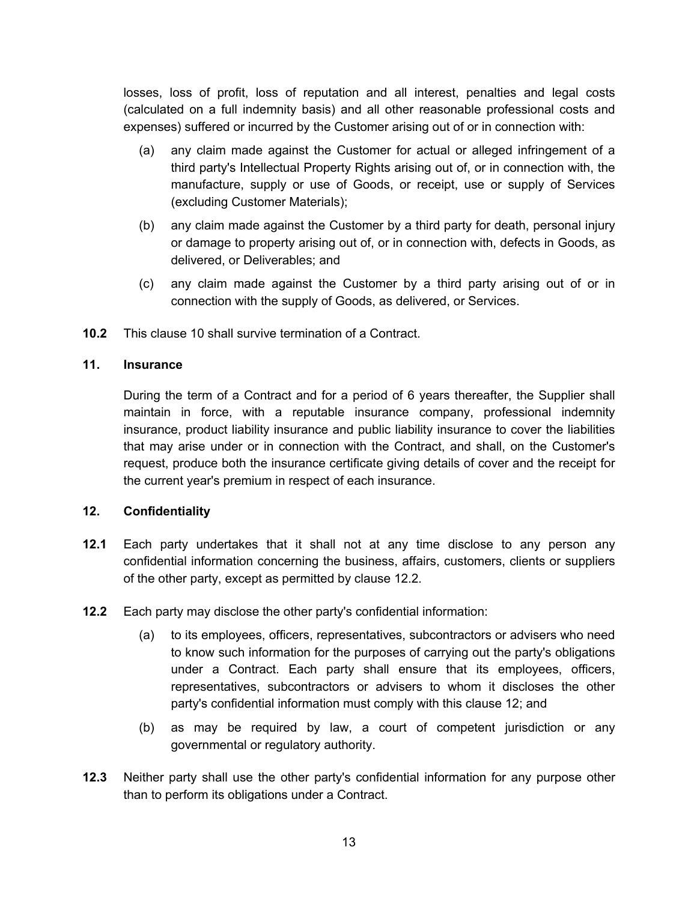losses, loss of profit, loss of reputation and all interest, penalties and legal costs (calculated on a full indemnity basis) and all other reasonable professional costs and expenses) suffered or incurred by the Customer arising out of or in connection with:

(a) any claim made against the Customer for actual or alleged infringement of a third party's Intellectual Property Rights arising out of, or in connection with, the manufacture, supply or use of Goods, or receipt, use or supply of Services (excluding Customer Materials);

(b) any claim made against the Customer by a third party for death, personal injury or damage to property arising out of, or in connection with, defects in Goods, as delivered, or Deliverables; and

(c) any claim made against the Customer by a third party arising out of or in connection with the supply of Goods, as delivered, or Services.

**10.2** This clause 10 shall survive termination of a Contract.

## 11. Insurance

During the term of a Contract and for a period of 6 years thereafter, the Supplier shall maintain in force, with a reputable insurance company, professional indemnity insurance, product liability insurance and public liability insurance to cover the liabilities that may arise under or in connection with the Contract, and shall, on the Customer's request, produce both the insurance certificate giving details of cover and the receipt for the current year's premium in respect of each insurance.

## 12. Confidentiality

**12.1** Each party undertakes that it shall not at any time disclose to any person any confidential information concerning the business, affairs, customers, clients or suppliers of the other party, except as permitted by clause 12.2.

**12.2** Each party may disclose the other party's confidential information:

(a) to its employees, officers, representatives, subcontractors or advisers who need to know such information for the purposes of carrying out the party's obligations under a Contract. Each party shall ensure that its employees, officers, representatives, subcontractors or advisers to whom it discloses the other party's confidential information must comply with this clause 12; and

(b) as may be required by law, a court of competent jurisdiction or any governmental or regulatory authority.

**12.3** Neither party shall use the other party's confidential information for any purpose other than to perform its obligations under a Contract.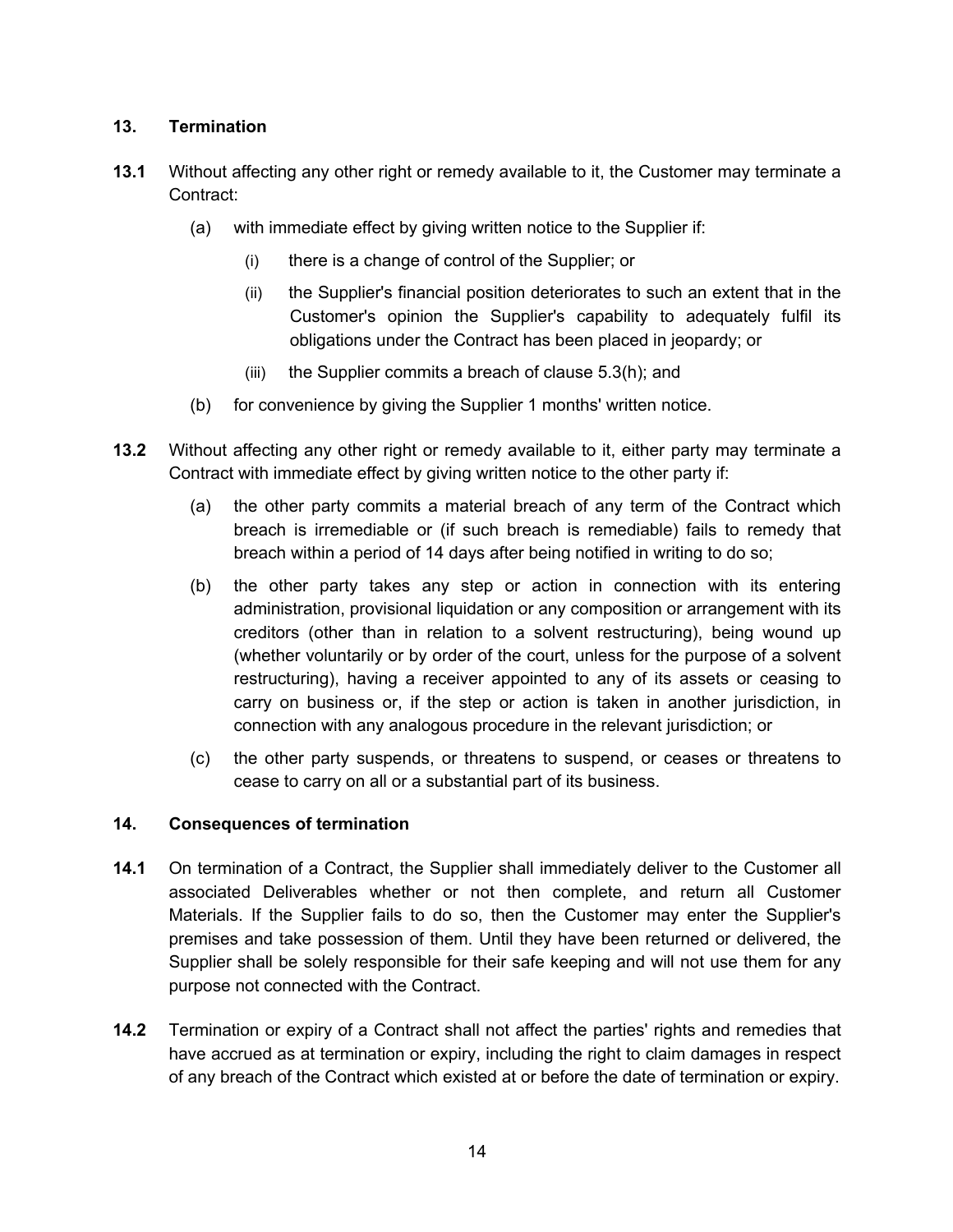## 13. Termination

**13.1** Without affecting any other right or remedy available to it, the Customer may terminate a Contract:

(a) with immediate effect by giving written notice to the Supplier if:

(i) there is a change of control of the Supplier; or

(ii) the Supplier's financial position deteriorates to such an extent that in the Customer's opinion the Supplier's capability to adequately fulfil its obligations under the Contract has been placed in jeopardy; or

(iii) the Supplier commits a breach of clause 5.3(h); and

(b) for convenience by giving the Supplier 1 months' written notice.

**13.2** Without affecting any other right or remedy available to it, either party may terminate a Contract with immediate effect by giving written notice to the other party if:

(a) the other party commits a material breach of any term of the Contract which breach is irremediable or (if such breach is remediable) fails to remedy that breach within a period of 14 days after being notified in writing to do so;

(b) the other party takes any step or action in connection with its entering administration, provisional liquidation or any composition or arrangement with its creditors (other than in relation to a solvent restructuring), being wound up (whether voluntarily or by order of the court, unless for the purpose of a solvent restructuring), having a receiver appointed to any of its assets or ceasing to carry on business or, if the step or action is taken in another jurisdiction, in connection with any analogous procedure in the relevant jurisdiction; or

(c) the other party suspends, or threatens to suspend, or ceases or threatens to cease to carry on all or a substantial part of its business.

## 14. Consequences of termination

**14.1** On termination of a Contract, the Supplier shall immediately deliver to the Customer all associated Deliverables whether or not then complete, and return all Customer Materials. If the Supplier fails to do so, then the Customer may enter the Supplier's premises and take possession of them. Until they have been returned or delivered, the Supplier shall be solely responsible for their safe keeping and will not use them for any purpose not connected with the Contract.

**14.2** Termination or expiry of a Contract shall not affect the parties' rights and remedies that have accrued as at termination or expiry, including the right to claim damages in respect of any breach of the Contract which existed at or before the date of termination or expiry.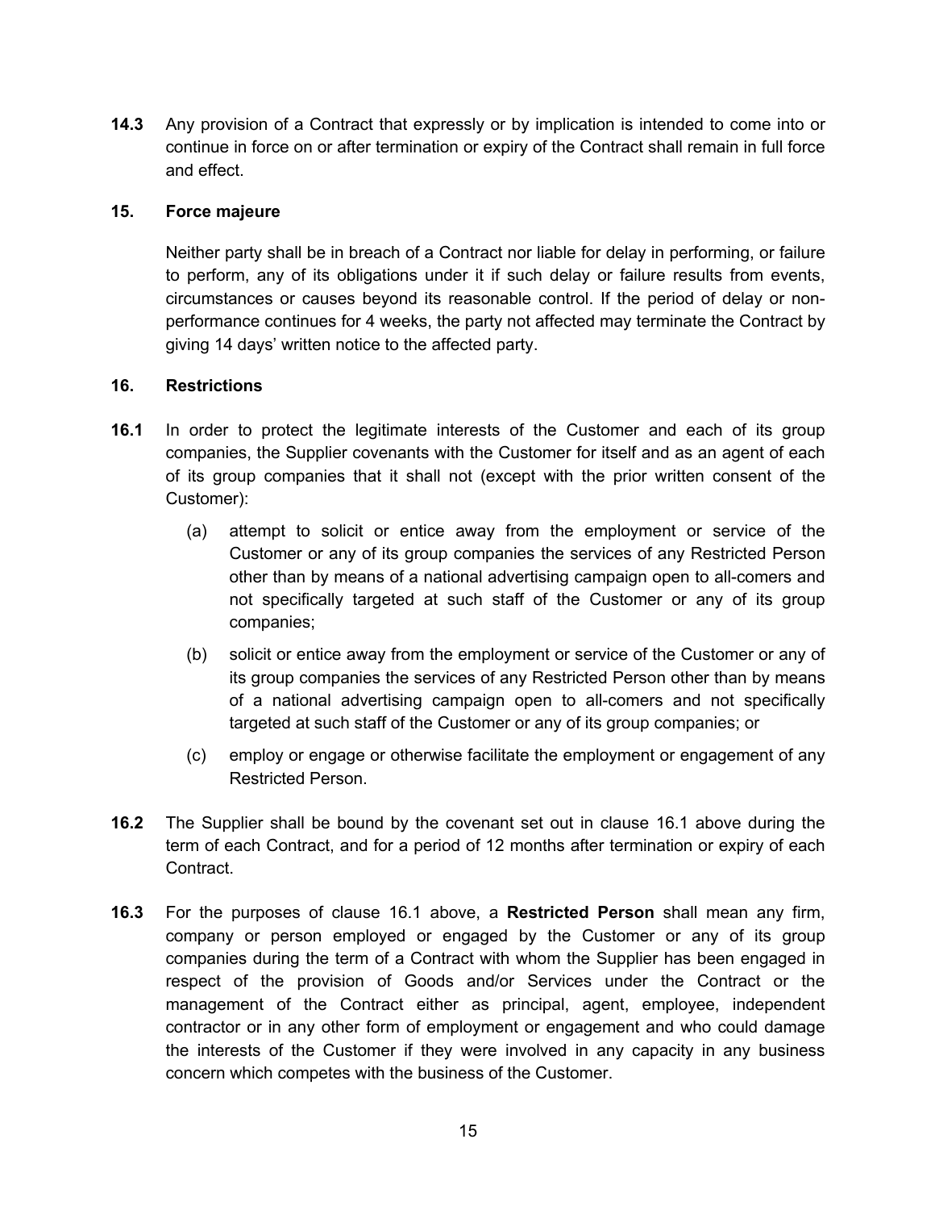**14.3** Any provision of a Contract that expressly or by implication is intended to come into or continue in force on or after termination or expiry of the Contract shall remain in full force and effect.

## 15. Force majeure

Neither party shall be in breach of a Contract nor liable for delay in performing, or failure to perform, any of its obligations under it if such delay or failure results from events, circumstances or causes beyond its reasonable control. If the period of delay or non-performance continues for 4 weeks, the party not affected may terminate the Contract by giving 14 days' written notice to the affected party.

## 16. Restrictions

**16.1** In order to protect the legitimate interests of the Customer and each of its group companies, the Supplier covenants with the Customer for itself and as an agent of each of its group companies that it shall not (except with the prior written consent of the Customer):

(a) attempt to solicit or entice away from the employment or service of the Customer or any of its group companies the services of any Restricted Person other than by means of a national advertising campaign open to all-comers and not specifically targeted at such staff of the Customer or any of its group companies;

(b) solicit or entice away from the employment or service of the Customer or any of its group companies the services of any Restricted Person other than by means of a national advertising campaign open to all-comers and not specifically targeted at such staff of the Customer or any of its group companies; or

(c) employ or engage or otherwise facilitate the employment or engagement of any Restricted Person.

**16.2** The Supplier shall be bound by the covenant set out in clause 16.1 above during the term of each Contract, and for a period of 12 months after termination or expiry of each Contract.

**16.3** For the purposes of clause 16.1 above, a **Restricted Person** shall mean any firm, company or person employed or engaged by the Customer or any of its group companies during the term of a Contract with whom the Supplier has been engaged in respect of the provision of Goods and/or Services under the Contract or the management of the Contract either as principal, agent, employee, independent contractor or in any other form of employment or engagement and who could damage the interests of the Customer if they were involved in any capacity in any business concern which competes with the business of the Customer.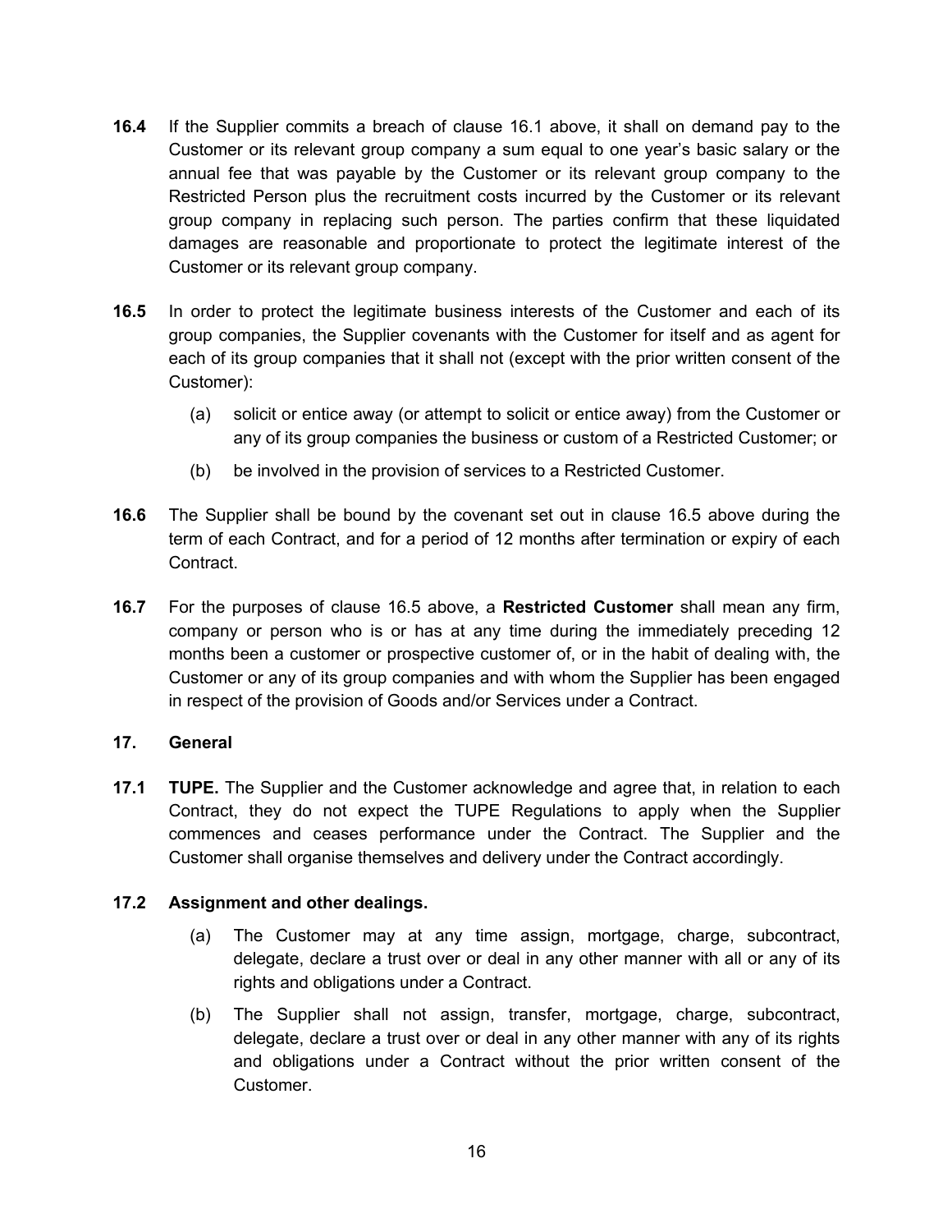**16.4** If the Supplier commits a breach of clause 16.1 above, it shall on demand pay to the Customer or its relevant group company a sum equal to one year's basic salary or the annual fee that was payable by the Customer or its relevant group company to the Restricted Person plus the recruitment costs incurred by the Customer or its relevant group company in replacing such person. The parties confirm that these liquidated damages are reasonable and proportionate to protect the legitimate interest of the Customer or its relevant group company.

**16.5** In order to protect the legitimate business interests of the Customer and each of its group companies, the Supplier covenants with the Customer for itself and as agent for each of its group companies that it shall not (except with the prior written consent of the Customer):

(a) solicit or entice away (or attempt to solicit or entice away) from the Customer or any of its group companies the business or custom of a Restricted Customer; or

(b) be involved in the provision of services to a Restricted Customer.

**16.6** The Supplier shall be bound by the covenant set out in clause 16.5 above during the term of each Contract, and for a period of 12 months after termination or expiry of each Contract.

**16.7** For the purposes of clause 16.5 above, a **Restricted Customer** shall mean any firm, company or person who is or has at any time during the immediately preceding 12 months been a customer or prospective customer of, or in the habit of dealing with, the Customer or any of its group companies and with whom the Supplier has been engaged in respect of the provision of Goods and/or Services under a Contract.

## 17. General

**17.1** **TUPE.** The Supplier and the Customer acknowledge and agree that, in relation to each Contract, they do not expect the TUPE Regulations to apply when the Supplier commences and ceases performance under the Contract. The Supplier and the Customer shall organise themselves and delivery under the Contract accordingly.

**17.2** **Assignment and other dealings.**

(a) The Customer may at any time assign, mortgage, charge, subcontract, delegate, declare a trust over or deal in any other manner with all or any of its rights and obligations under a Contract.

(b) The Supplier shall not assign, transfer, mortgage, charge, subcontract, delegate, declare a trust over or deal in any other manner with any of its rights and obligations under a Contract without the prior written consent of the Customer.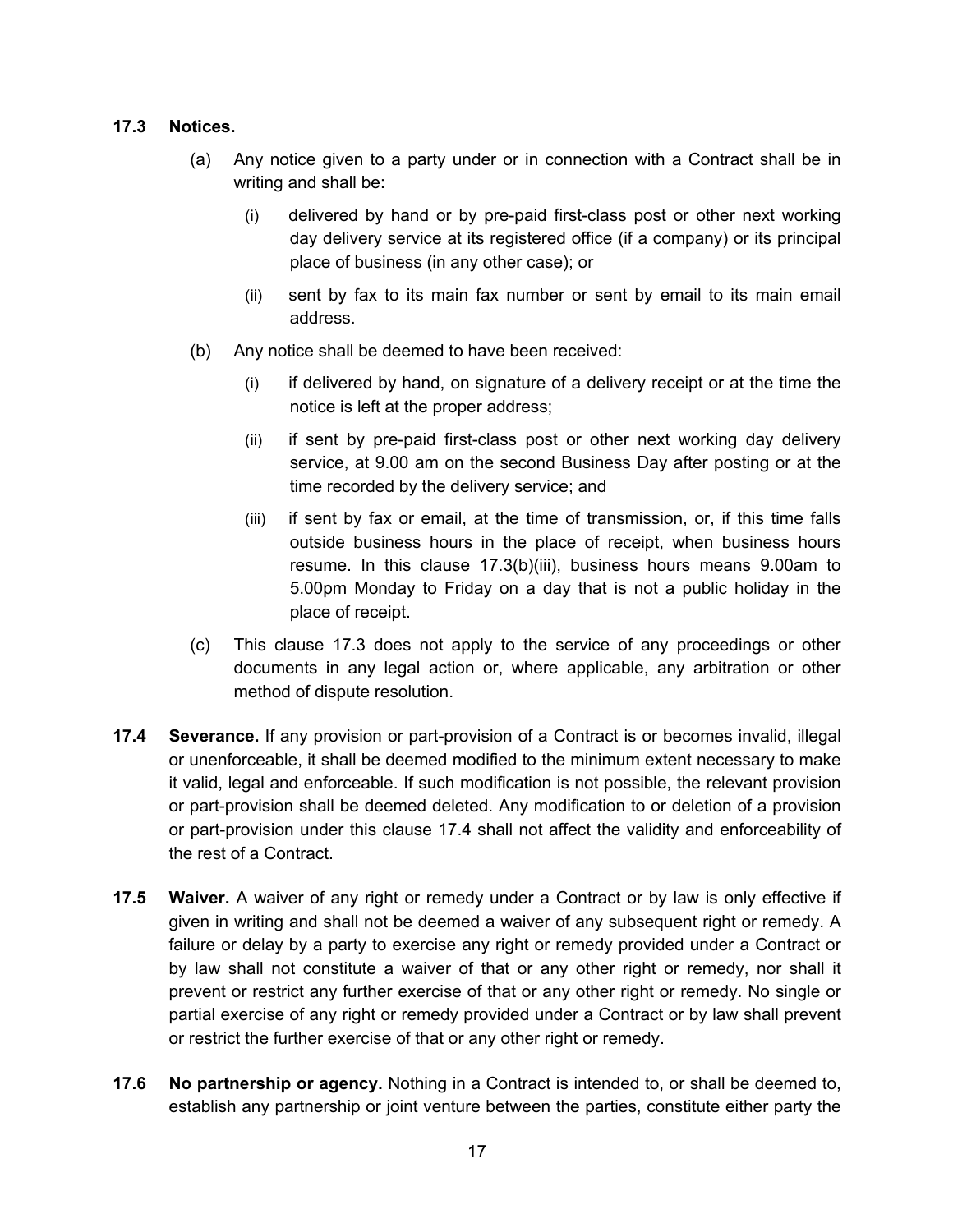**17.3 Notices.**

(a) Any notice given to a party under or in connection with a Contract shall be in writing and shall be:

(i) delivered by hand or by pre-paid first-class post or other next working day delivery service at its registered office (if a company) or its principal place of business (in any other case); or

(ii) sent by fax to its main fax number or sent by email to its main email address.

(b) Any notice shall be deemed to have been received:

(i) if delivered by hand, on signature of a delivery receipt or at the time the notice is left at the proper address;

(ii) if sent by pre-paid first-class post or other next working day delivery service, at 9.00 am on the second Business Day after posting or at the time recorded by the delivery service; and

(iii) if sent by fax or email, at the time of transmission, or, if this time falls outside business hours in the place of receipt, when business hours resume. In this clause 17.3(b)(iii), business hours means 9.00am to 5.00pm Monday to Friday on a day that is not a public holiday in the place of receipt.

(c) This clause 17.3 does not apply to the service of any proceedings or other documents in any legal action or, where applicable, any arbitration or other method of dispute resolution.

**17.4 Severance.** If any provision or part-provision of a Contract is or becomes invalid, illegal or unenforceable, it shall be deemed modified to the minimum extent necessary to make it valid, legal and enforceable. If such modification is not possible, the relevant provision or part-provision shall be deemed deleted. Any modification to or deletion of a provision or part-provision under this clause 17.4 shall not affect the validity and enforceability of the rest of a Contract.

**17.5 Waiver.** A waiver of any right or remedy under a Contract or by law is only effective if given in writing and shall not be deemed a waiver of any subsequent right or remedy. A failure or delay by a party to exercise any right or remedy provided under a Contract or by law shall not constitute a waiver of that or any other right or remedy, nor shall it prevent or restrict any further exercise of that or any other right or remedy. No single or partial exercise of any right or remedy provided under a Contract or by law shall prevent or restrict the further exercise of that or any other right or remedy.

**17.6 No partnership or agency.** Nothing in a Contract is intended to, or shall be deemed to, establish any partnership or joint venture between the parties, constitute either party the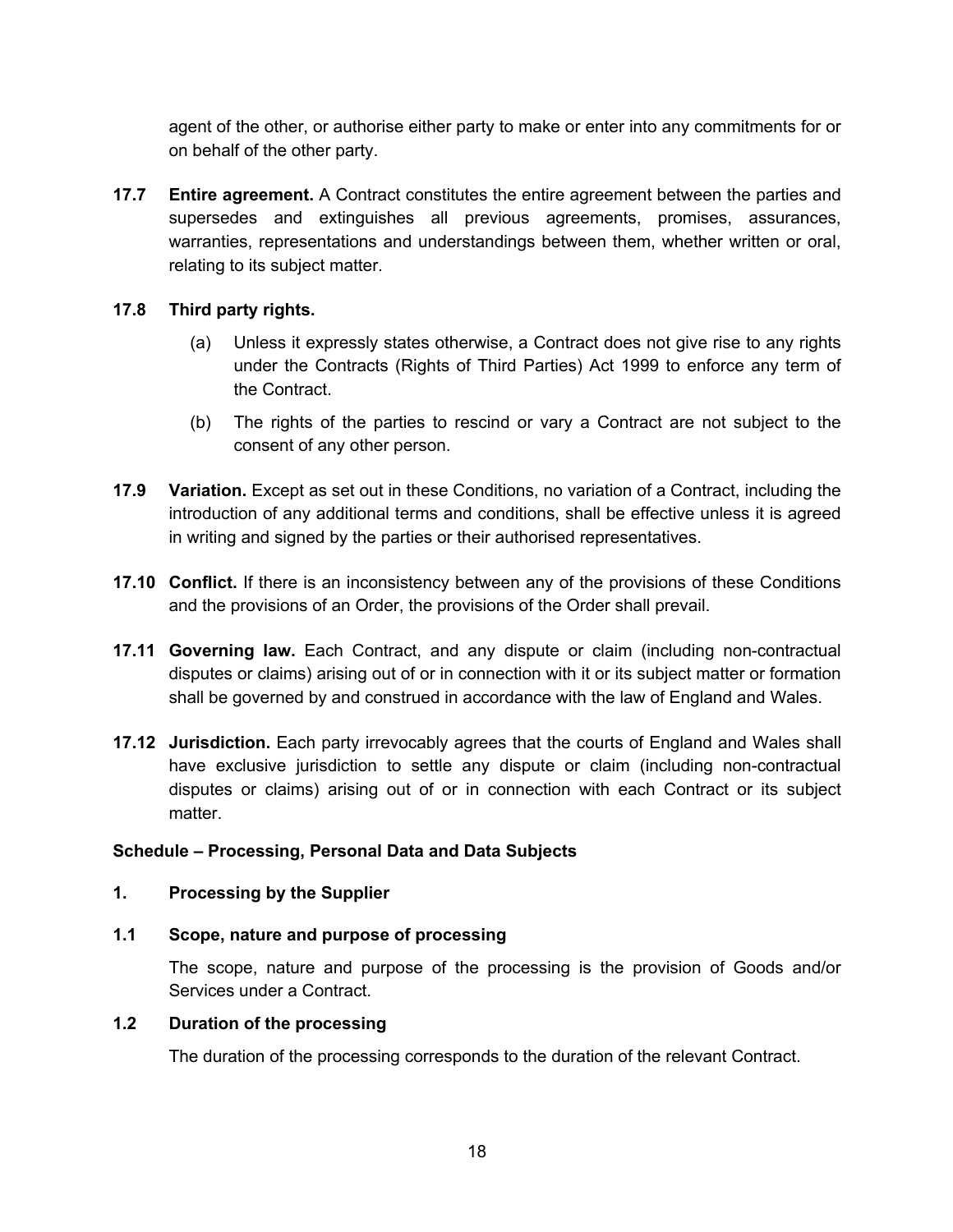agent of the other, or authorise either party to make or enter into any commitments for or on behalf of the other party.

**17.7 Entire agreement.** A Contract constitutes the entire agreement between the parties and supersedes and extinguishes all previous agreements, promises, assurances, warranties, representations and understandings between them, whether written or oral, relating to its subject matter.

**17.8 Third party rights.**

(a) Unless it expressly states otherwise, a Contract does not give rise to any rights under the Contracts (Rights of Third Parties) Act 1999 to enforce any term of the Contract.

(b) The rights of the parties to rescind or vary a Contract are not subject to the consent of any other person.

**17.9 Variation.** Except as set out in these Conditions, no variation of a Contract, including the introduction of any additional terms and conditions, shall be effective unless it is agreed in writing and signed by the parties or their authorised representatives.

**17.10 Conflict.** If there is an inconsistency between any of the provisions of these Conditions and the provisions of an Order, the provisions of the Order shall prevail.

**17.11 Governing law.** Each Contract, and any dispute or claim (including non-contractual disputes or claims) arising out of or in connection with it or its subject matter or formation shall be governed by and construed in accordance with the law of England and Wales.

**17.12 Jurisdiction.** Each party irrevocably agrees that the courts of England and Wales shall have exclusive jurisdiction to settle any dispute or claim (including non-contractual disputes or claims) arising out of or in connection with each Contract or its subject matter.

**Schedule – Processing, Personal Data and Data Subjects**

**1. Processing by the Supplier**

**1.1 Scope, nature and purpose of processing**

The scope, nature and purpose of the processing is the provision of Goods and/or Services under a Contract.

**1.2 Duration of the processing**

The duration of the processing corresponds to the duration of the relevant Contract.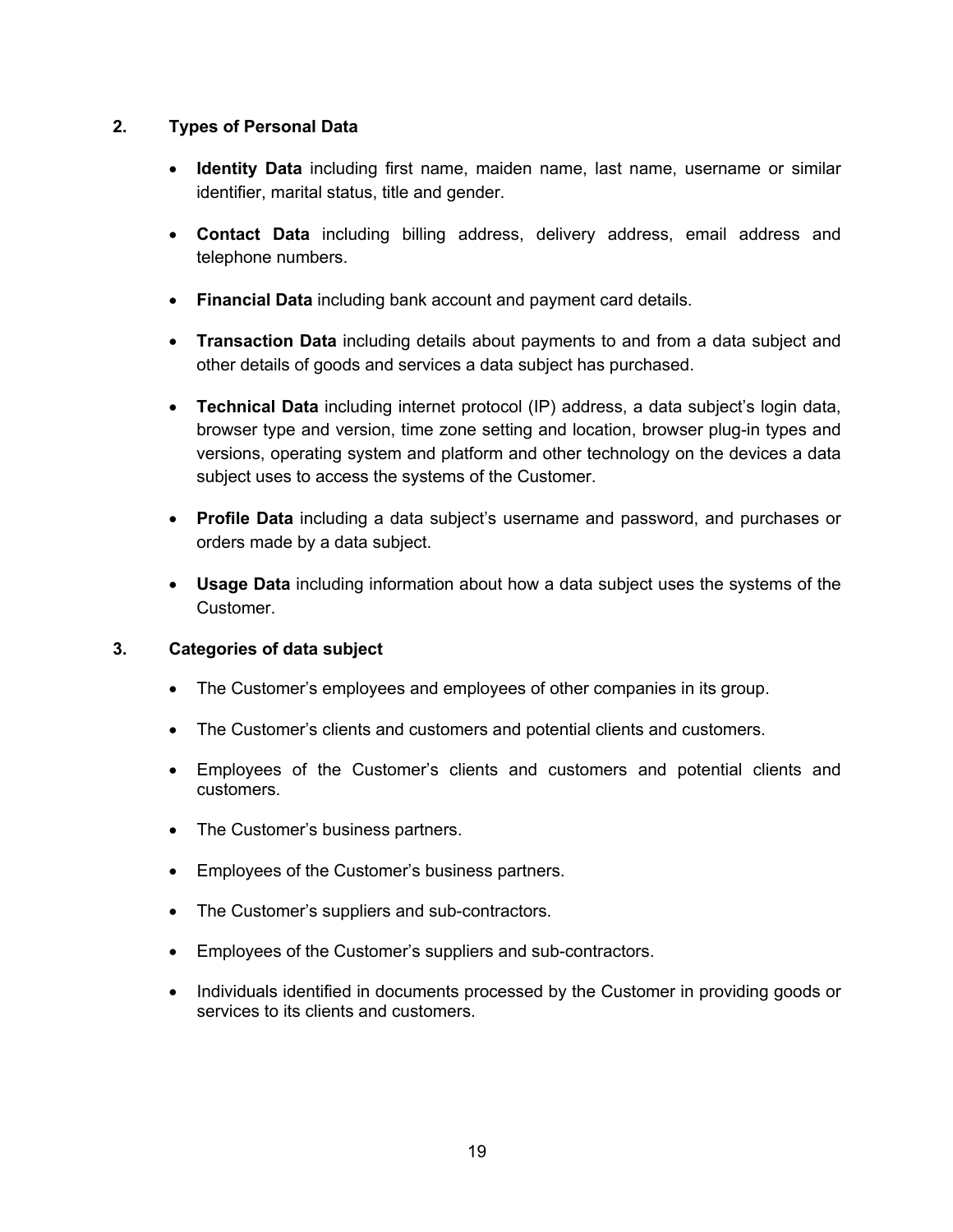## 2. Types of Personal Data

- **Identity Data** including first name, maiden name, last name, username or similar identifier, marital status, title and gender.
- **Contact Data** including billing address, delivery address, email address and telephone numbers.
- **Financial Data** including bank account and payment card details.
- **Transaction Data** including details about payments to and from a data subject and other details of goods and services a data subject has purchased.
- **Technical Data** including internet protocol (IP) address, a data subject's login data, browser type and version, time zone setting and location, browser plug-in types and versions, operating system and platform and other technology on the devices a data subject uses to access the systems of the Customer.
- **Profile Data** including a data subject's username and password, and purchases or orders made by a data subject.
- **Usage Data** including information about how a data subject uses the systems of the Customer.

## 3. Categories of data subject

- The Customer's employees and employees of other companies in its group.
- The Customer's clients and customers and potential clients and customers.
- Employees of the Customer's clients and customers and potential clients and customers.
- The Customer's business partners.
- Employees of the Customer's business partners.
- The Customer's suppliers and sub-contractors.
- Employees of the Customer's suppliers and sub-contractors.
- Individuals identified in documents processed by the Customer in providing goods or services to its clients and customers.